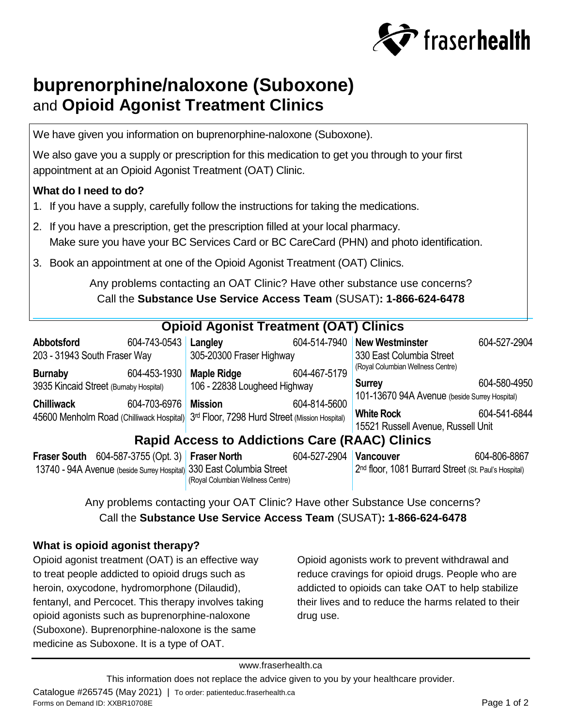# buprenorphine/naloxone (Suboxone) and Opioid Agonist Treatment Clinics

We have given you information on buprenorphine-naloxone (Suboxone).

We also gave you a supply or prescription for this medication to get you through to your first appointment at an Opioid Agonist Treatment (OAT) Clinic.

### What do I need to do?

1. If you have a supply, carefully follow the instructions for taking the medications.
2. If you have a prescription, get the prescription filled at your local pharmacy. Make sure you have your BC Services Card or BC CareCard (PHN) and photo identification.
3. Book an appointment at one of the Opioid Agonist Treatment (OAT) Clinics.

Any problems contacting an OAT Clinic? Have other substance use concerns? Call the **Substance Use Service Access Team** (SUSAT)**: 1-866-624-6478**

## Opioid Agonist Treatment (OAT) Clinics

**Abbotsford** 604-743-0543
203 - 31943 South Fraser Way

**Burnaby** 604-453-1930
3935 Kincaid Street (Burnaby Hospital)

**Chilliwack** 604-703-6976
45600 Menholm Road (Chilliwack Hospital)

**Langley** 604-514-7940
305-20300 Fraser Highway

**Maple Ridge** 604-467-5179
106 - 22838 Lougheed Highway

**Mission** 604-814-5600
3rd Floor, 7298 Hurd Street (Mission Hospital)

**New Westminster** 604-527-2904
330 East Columbia Street
(Royal Columbian Wellness Centre)

**Surrey** 604-580-4950
101-13670 94A Avenue (beside Surrey Hospital)

**White Rock** 604-541-6844
15521 Russell Avenue, Russell Unit

## Rapid Access to Addictions Care (RAAC) Clinics

**Fraser South** 604-587-3755 (Opt. 3)
13740 - 94A Avenue (beside Surrey Hospital)

**Fraser North** 604-527-2904
330 East Columbia Street
(Royal Columbian Wellness Centre)

**Vancouver** 604-806-8867
2nd floor, 1081 Burrard Street (St. Paul's Hospital)

Any problems contacting your OAT Clinic? Have other Substance Use concerns? Call the **Substance Use Service Access Team** (SUSAT)**: 1-866-624-6478**

### What is opioid agonist therapy?

Opioid agonist treatment (OAT) is an effective way to treat people addicted to opioid drugs such as heroin, oxycodone, hydromorphone (Dilaudid), fentanyl, and Percocet. This therapy involves taking opioid agonists such as buprenorphine-naloxone (Suboxone). Buprenorphine-naloxone is the same medicine as Suboxone. It is a type of OAT.

Opioid agonists work to prevent withdrawal and reduce cravings for opioid drugs. People who are addicted to opioids can take OAT to help stabilize their lives and to reduce the harms related to their drug use.

www.fraserhealth.ca

This information does not replace the advice given to you by your healthcare provider.

Catalogue #265745 (May 2021) | To order: patienteduc.fraserhealth.ca
Forms on Demand ID: XXBR10708E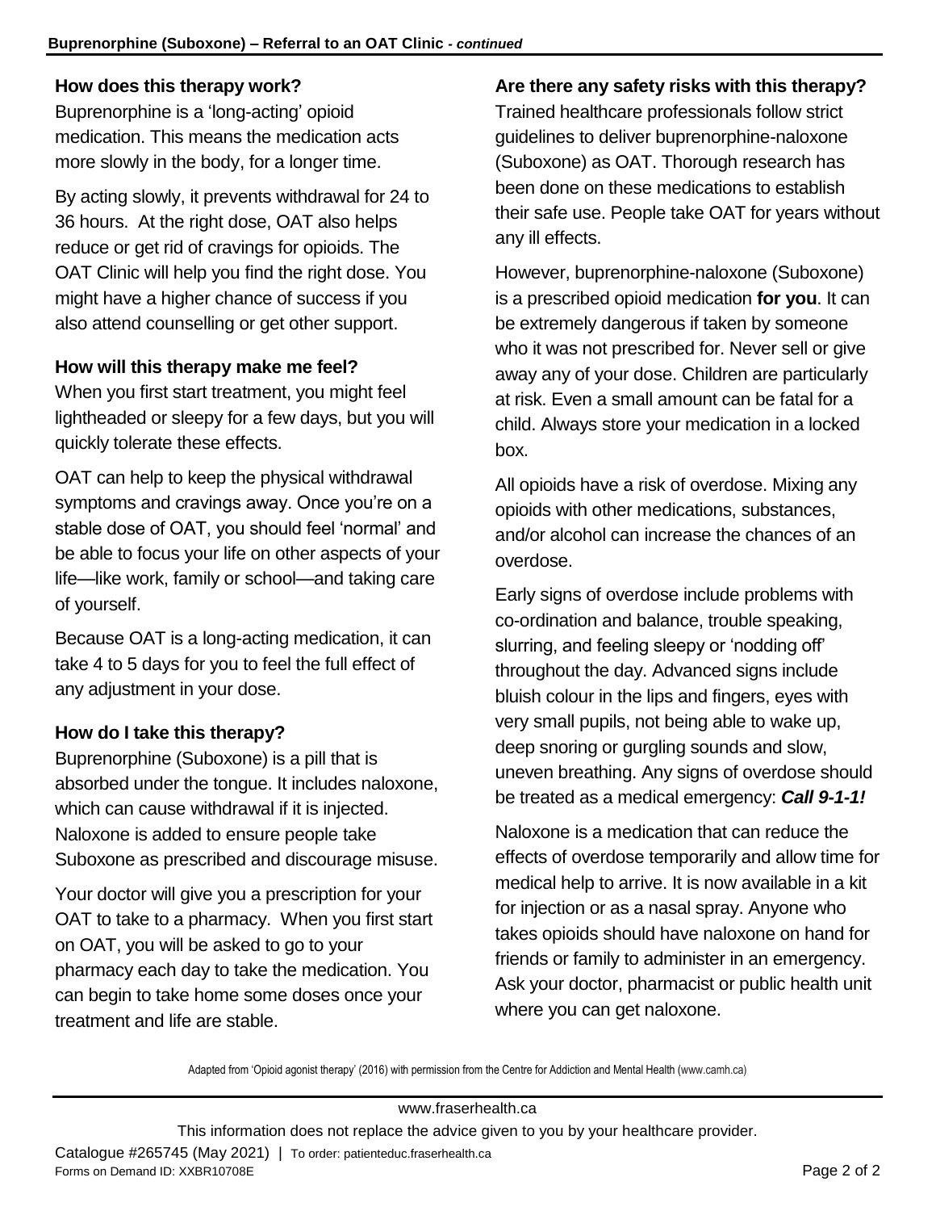## How does this therapy work?

Buprenorphine is a 'long-acting' opioid medication. This means the medication acts more slowly in the body, for a longer time.

By acting slowly, it prevents withdrawal for 24 to 36 hours. At the right dose, OAT also helps reduce or get rid of cravings for opioids. The OAT Clinic will help you find the right dose. You might have a higher chance of success if you also attend counselling or get other support.

## How will this therapy make me feel?

When you first start treatment, you might feel lightheaded or sleepy for a few days, but you will quickly tolerate these effects.

OAT can help to keep the physical withdrawal symptoms and cravings away. Once you're on a stable dose of OAT, you should feel 'normal' and be able to focus your life on other aspects of your life—like work, family or school—and taking care of yourself.

Because OAT is a long-acting medication, it can take 4 to 5 days for you to feel the full effect of any adjustment in your dose.

## How do I take this therapy?

Buprenorphine (Suboxone) is a pill that is absorbed under the tongue. It includes naloxone, which can cause withdrawal if it is injected. Naloxone is added to ensure people take Suboxone as prescribed and discourage misuse.

Your doctor will give you a prescription for your OAT to take to a pharmacy. When you first start on OAT, you will be asked to go to your pharmacy each day to take the medication. You can begin to take home some doses once your treatment and life are stable.

## Are there any safety risks with this therapy?

Trained healthcare professionals follow strict guidelines to deliver buprenorphine-naloxone (Suboxone) as OAT. Thorough research has been done on these medications to establish their safe use. People take OAT for years without any ill effects.

However, buprenorphine-naloxone (Suboxone) is a prescribed opioid medication **for you**. It can be extremely dangerous if taken by someone who it was not prescribed for. Never sell or give away any of your dose. Children are particularly at risk. Even a small amount can be fatal for a child. Always store your medication in a locked box.

All opioids have a risk of overdose. Mixing any opioids with other medications, substances, and/or alcohol can increase the chances of an overdose.

Early signs of overdose include problems with co-ordination and balance, trouble speaking, slurring, and feeling sleepy or 'nodding off' throughout the day. Advanced signs include bluish colour in the lips and fingers, eyes with very small pupils, not being able to wake up, deep snoring or gurgling sounds and slow, uneven breathing. Any signs of overdose should be treated as a medical emergency: ***Call 9-1-1!***

Naloxone is a medication that can reduce the effects of overdose temporarily and allow time for medical help to arrive. It is now available in a kit for injection or as a nasal spray. Anyone who takes opioids should have naloxone on hand for friends or family to administer in an emergency. Ask your doctor, pharmacist or public health unit where you can get naloxone.

Adapted from 'Opioid agonist therapy' (2016) with permission from the Centre for Addiction and Mental Health (www.camh.ca)

www.fraserhealth.ca

This information does not replace the advice given to you by your healthcare provider.

Catalogue #265745 (May 2021) | To order: patienteduc.fraserhealth.ca

Forms on Demand ID: XXBR10708E